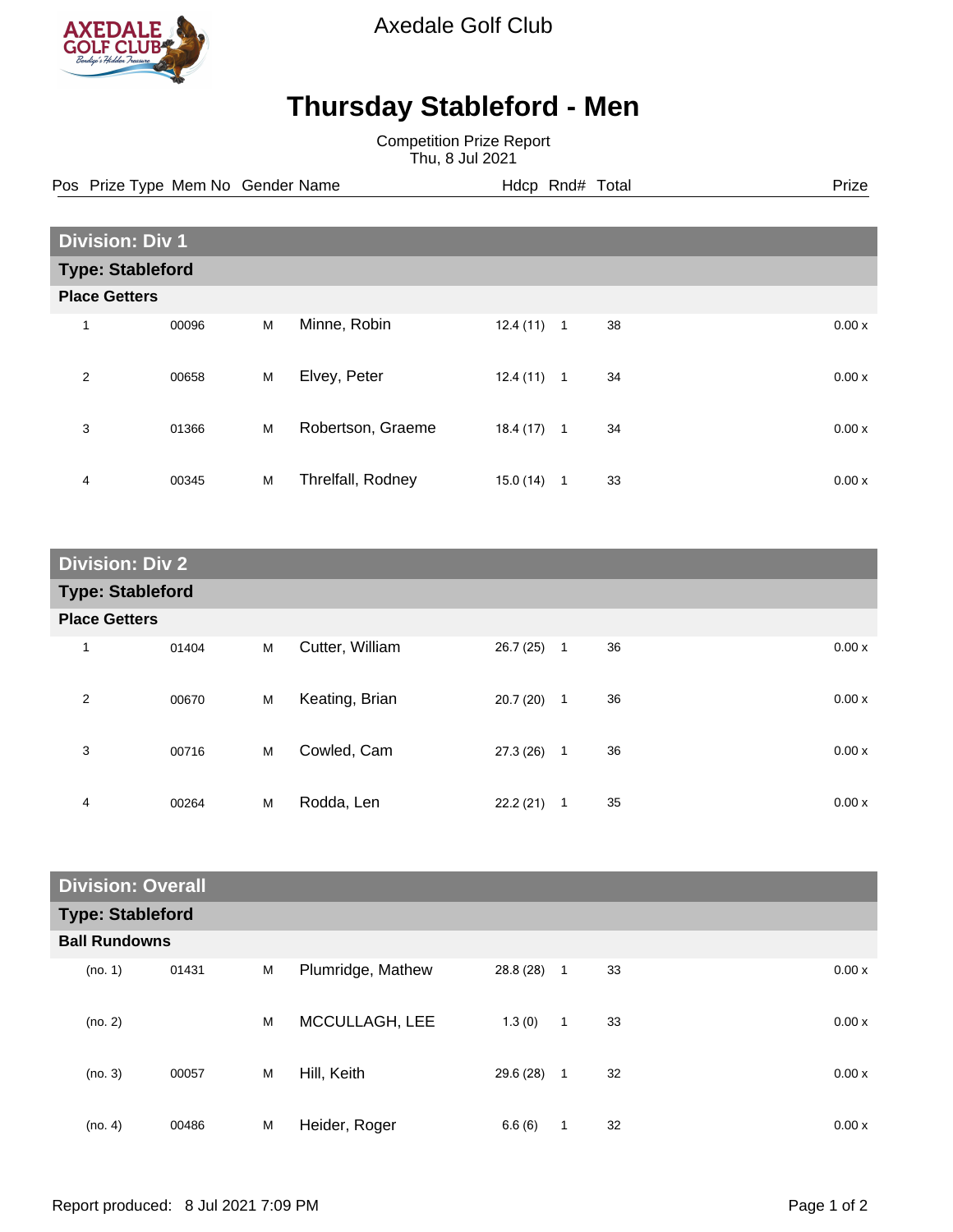Axedale Golf Club

# Thursday Stableford - Men

Competition Prize Report
Thu, 8 Jul 2021

## Division: Div 1

### Type: Stableford

**Place Getters**

| Pos | Prize Type | Mem No | Gender | Name | Hdcp | Rnd# | Total | Prize |
|---|---|---|---|---|---|---|---|---|
| 1 | | 00096 | M | Minne, Robin | 12.4 (11) | 1 | 38 | 0.00 x |
| 2 | | 00658 | M | Elvey, Peter | 12.4 (11) | 1 | 34 | 0.00 x |
| 3 | | 01366 | M | Robertson, Graeme | 18.4 (17) | 1 | 34 | 0.00 x |
| 4 | | 00345 | M | Threlfall, Rodney | 15.0 (14) | 1 | 33 | 0.00 x |

## Division: Div 2

### Type: Stableford

**Place Getters**

| Pos | Prize Type | Mem No | Gender | Name | Hdcp | Rnd# | Total | Prize |
|---|---|---|---|---|---|---|---|---|
| 1 | | 01404 | M | Cutter, William | 26.7 (25) | 1 | 36 | 0.00 x |
| 2 | | 00670 | M | Keating, Brian | 20.7 (20) | 1 | 36 | 0.00 x |
| 3 | | 00716 | M | Cowled, Cam | 27.3 (26) | 1 | 36 | 0.00 x |
| 4 | | 00264 | M | Rodda, Len | 22.2 (21) | 1 | 35 | 0.00 x |

## Division: Overall

### Type: Stableford

**Ball Rundowns**

| Pos | Prize Type | Mem No | Gender | Name | Hdcp | Rnd# | Total | Prize |
|---|---|---|---|---|---|---|---|---|
| (no. 1) | | 01431 | M | Plumridge, Mathew | 28.8 (28) | 1 | 33 | 0.00 x |
| (no. 2) | | | M | MCCULLAGH, LEE | 1.3 (0) | 1 | 33 | 0.00 x |
| (no. 3) | | 00057 | M | Hill, Keith | 29.6 (28) | 1 | 32 | 0.00 x |
| (no. 4) | | 00486 | M | Heider, Roger | 6.6 (6) | 1 | 32 | 0.00 x |

Report produced: 8 Jul 2021 7:09 PM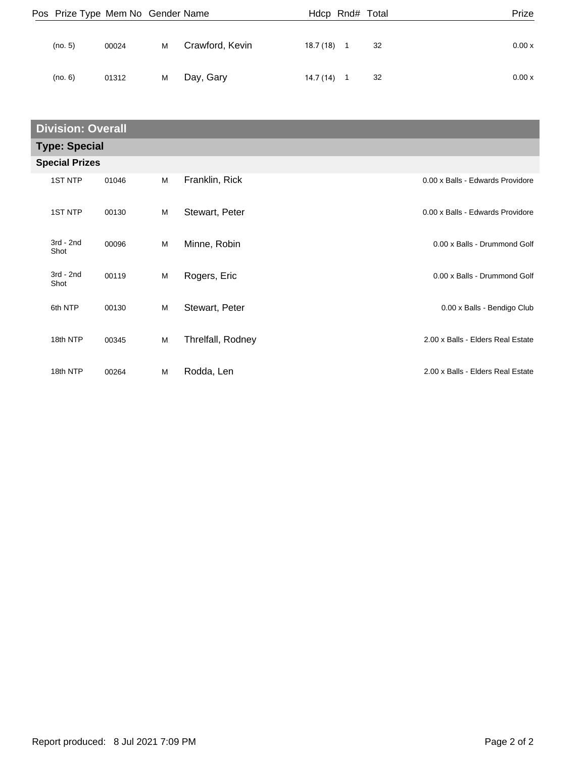| Pos | Prize Type | Mem No | Gender | Name | Hdcp | Rnd# | Total | Prize |
|---|---|---|---|---|---|---|---|---|
| (no. 5) | | 00024 | M | Crawford, Kevin | 18.7 (18) | 1 | 32 | 0.00 x |
| (no. 6) | | 01312 | M | Day, Gary | 14.7 (14) | 1 | 32 | 0.00 x |

## Division: Overall

### Type: Special

#### Special Prizes

| Pos | Mem No | Gender | Name | Prize |
|---|---|---|---|---|
| 1ST NTP | 01046 | M | Franklin, Rick | 0.00 x Balls - Edwards Providore |
| 1ST NTP | 00130 | M | Stewart, Peter | 0.00 x Balls - Edwards Providore |
| 3rd - 2nd Shot | 00096 | M | Minne, Robin | 0.00 x Balls - Drummond Golf |
| 3rd - 2nd Shot | 00119 | M | Rogers, Eric | 0.00 x Balls - Drummond Golf |
| 6th NTP | 00130 | M | Stewart, Peter | 0.00 x Balls - Bendigo Club |
| 18th NTP | 00345 | M | Threlfall, Rodney | 2.00 x Balls - Elders Real Estate |
| 18th NTP | 00264 | M | Rodda, Len | 2.00 x Balls - Elders Real Estate |

Report produced: 8 Jul 2021 7:09 PM